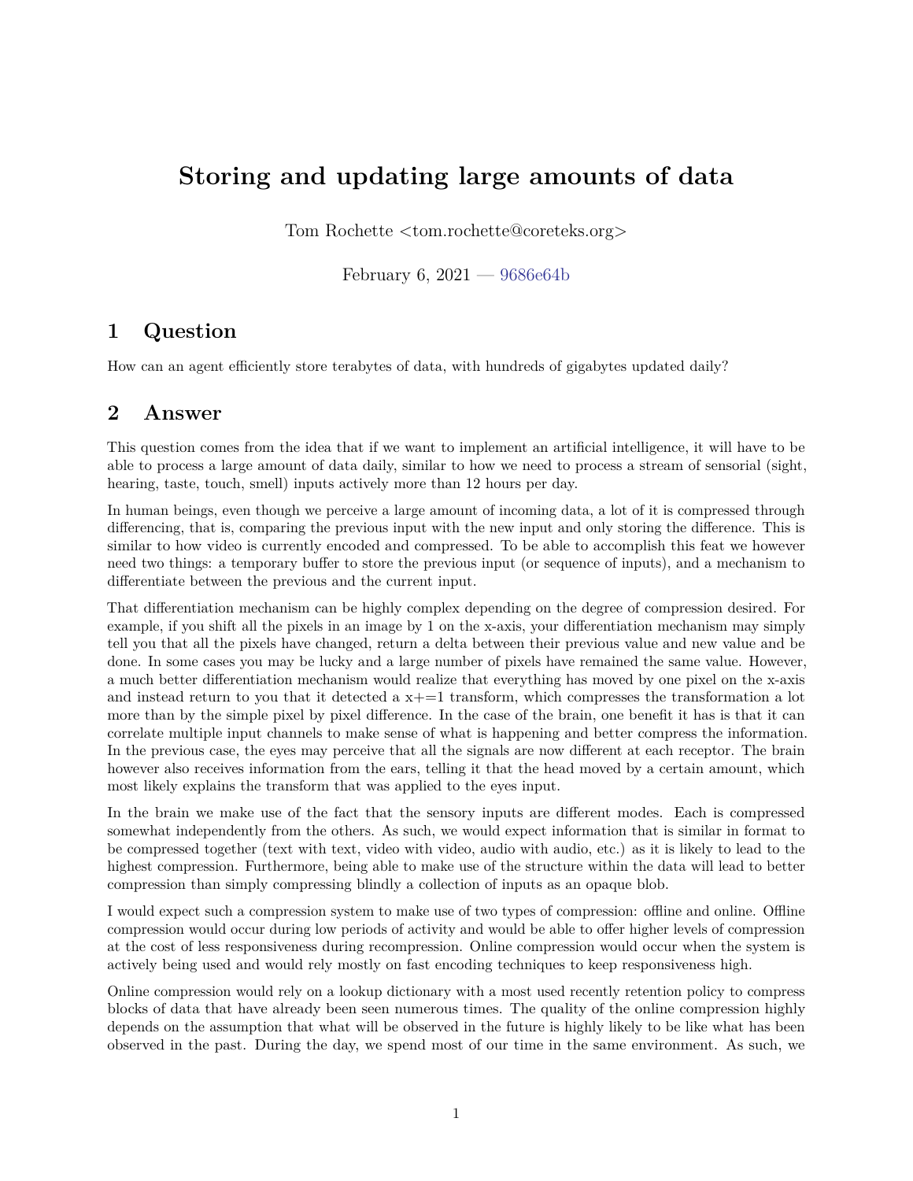# Storing and updating large amounts of data

Tom Rochette <tom.rochette@coreteks.org>

February 6, 2021 — 9686e64b

## 1 Question

How can an agent efficiently store terabytes of data, with hundreds of gigabytes updated daily?

## 2 Answer

This question comes from the idea that if we want to implement an artificial intelligence, it will have to be able to process a large amount of data daily, similar to how we need to process a stream of sensorial (sight, hearing, taste, touch, smell) inputs actively more than 12 hours per day.

In human beings, even though we perceive a large amount of incoming data, a lot of it is compressed through differencing, that is, comparing the previous input with the new input and only storing the difference. This is similar to how video is currently encoded and compressed. To be able to accomplish this feat we however need two things: a temporary buffer to store the previous input (or sequence of inputs), and a mechanism to differentiate between the previous and the current input.

That differentiation mechanism can be highly complex depending on the degree of compression desired. For example, if you shift all the pixels in an image by 1 on the x-axis, your differentiation mechanism may simply tell you that all the pixels have changed, return a delta between their previous value and new value and be done. In some cases you may be lucky and a large number of pixels have remained the same value. However, a much better differentiation mechanism would realize that everything has moved by one pixel on the x-axis and instead return to you that it detected a x+=1 transform, which compresses the transformation a lot more than by the simple pixel by pixel difference. In the case of the brain, one benefit it has is that it can correlate multiple input channels to make sense of what is happening and better compress the information. In the previous case, the eyes may perceive that all the signals are now different at each receptor. The brain however also receives information from the ears, telling it that the head moved by a certain amount, which most likely explains the transform that was applied to the eyes input.

In the brain we make use of the fact that the sensory inputs are different modes. Each is compressed somewhat independently from the others. As such, we would expect information that is similar in format to be compressed together (text with text, video with video, audio with audio, etc.) as it is likely to lead to the highest compression. Furthermore, being able to make use of the structure within the data will lead to better compression than simply compressing blindly a collection of inputs as an opaque blob.

I would expect such a compression system to make use of two types of compression: offline and online. Offline compression would occur during low periods of activity and would be able to offer higher levels of compression at the cost of less responsiveness during recompression. Online compression would occur when the system is actively being used and would rely mostly on fast encoding techniques to keep responsiveness high.

Online compression would rely on a lookup dictionary with a most used recently retention policy to compress blocks of data that have already been seen numerous times. The quality of the online compression highly depends on the assumption that what will be observed in the future is highly likely to be like what has been observed in the past. During the day, we spend most of our time in the same environment. As such, we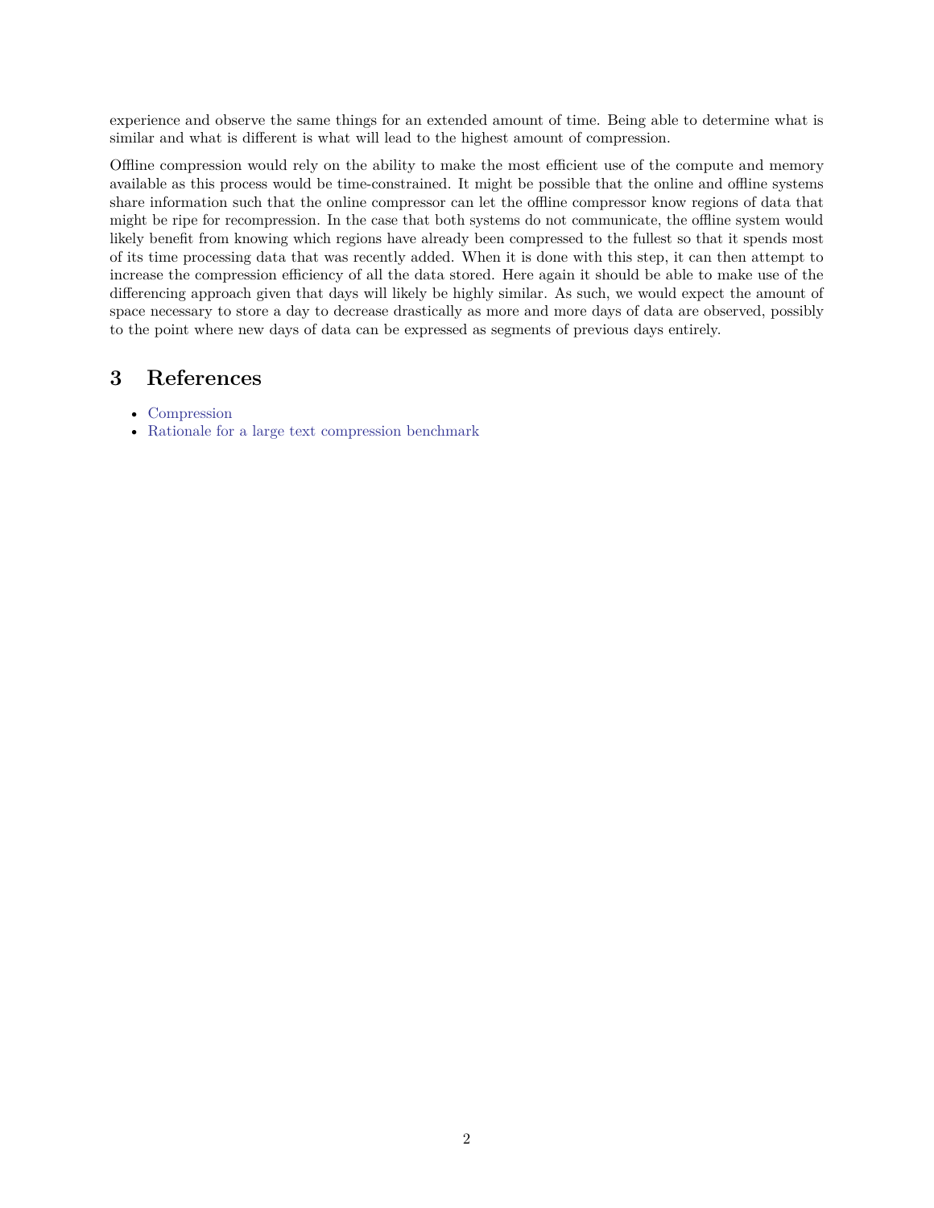experience and observe the same things for an extended amount of time. Being able to determine what is similar and what is different is what will lead to the highest amount of compression.

Offline compression would rely on the ability to make the most efficient use of the compute and memory available as this process would be time-constrained. It might be possible that the online and offline systems share information such that the online compressor can let the offline compressor know regions of data that might be ripe for recompression. In the case that both systems do not communicate, the offline system would likely benefit from knowing which regions have already been compressed to the fullest so that it spends most of its time processing data that was recently added. When it is done with this step, it can then attempt to increase the compression efficiency of all the data stored. Here again it should be able to make use of the differencing approach given that days will likely be highly similar. As such, we would expect the amount of space necessary to store a day to decrease drastically as more and more days of data are observed, possibly to the point where new days of data can be expressed as segments of previous days entirely.

## 3 References

- Compression
- Rationale for a large text compression benchmark